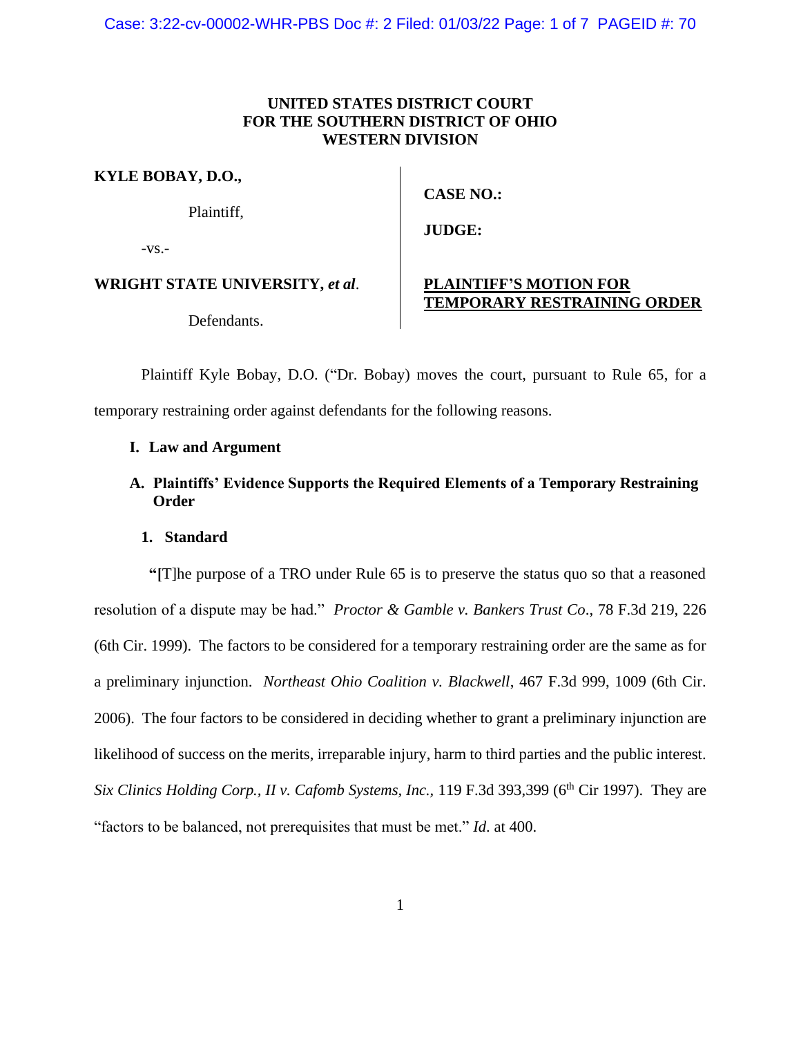**UNITED STATES DISTRICT COURT**
**FOR THE SOUTHERN DISTRICT OF OHIO**
**WESTERN DIVISION**

| | |
|---|---|
| **KYLE BOBAY, D.O.,** | **CASE NO.:** |
| Plaintiff, | **JUDGE:** |
| -vs.- | |
| **WRIGHT STATE UNIVERSITY,** ***et al*****.** | **PLAINTIFF'S MOTION FOR TEMPORARY RESTRAINING ORDER** |
| Defendants. | |

Plaintiff Kyle Bobay, D.O. ("Dr. Bobay) moves the court, pursuant to Rule 65, for a temporary restraining order against defendants for the following reasons.

## I. Law and Argument

### A. Plaintiffs' Evidence Supports the Required Elements of a Temporary Restraining Order

#### 1. Standard

"[T]he purpose of a TRO under Rule 65 is to preserve the status quo so that a reasoned resolution of a dispute may be had." *Proctor & Gamble v. Bankers Trust Co*., 78 F.3d 219, 226 (6th Cir. 1999). The factors to be considered for a temporary restraining order are the same as for a preliminary injunction. *Northeast Ohio Coalition v. Blackwell*, 467 F.3d 999, 1009 (6th Cir. 2006). The four factors to be considered in deciding whether to grant a preliminary injunction are likelihood of success on the merits, irreparable injury, harm to third parties and the public interest. *Six Clinics Holding Corp., II v. Cafomb Systems, Inc.,* 119 F.3d 393,399 (6th Cir 1997). They are "factors to be balanced, not prerequisites that must be met." *Id.* at 400.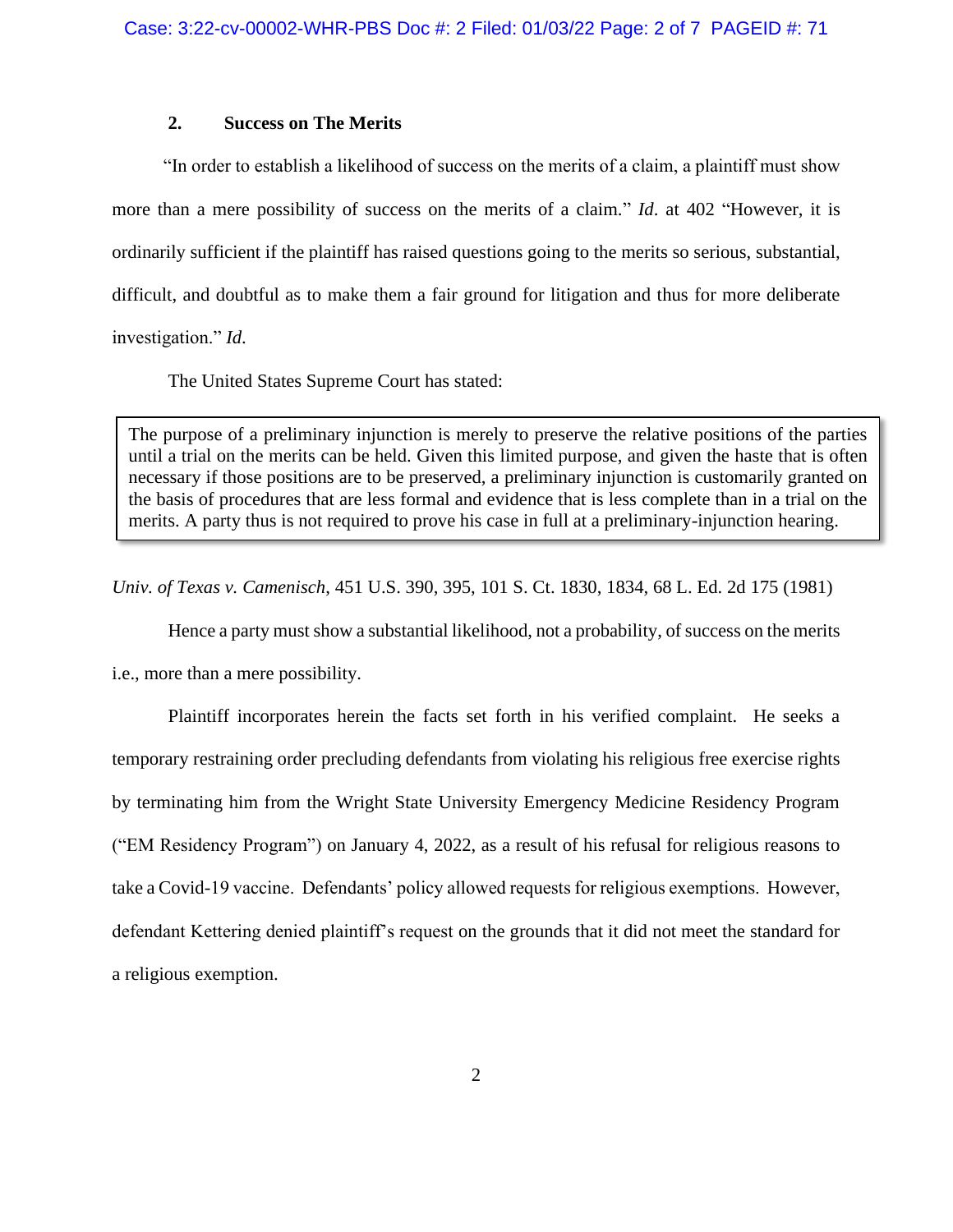## 2. Success on The Merits

"In order to establish a likelihood of success on the merits of a claim, a plaintiff must show more than a mere possibility of success on the merits of a claim." *Id*. at 402 "However, it is ordinarily sufficient if the plaintiff has raised questions going to the merits so serious, substantial, difficult, and doubtful as to make them a fair ground for litigation and thus for more deliberate investigation." *Id.*

The United States Supreme Court has stated:

> The purpose of a preliminary injunction is merely to preserve the relative positions of the parties until a trial on the merits can be held. Given this limited purpose, and given the haste that is often necessary if those positions are to be preserved, a preliminary injunction is customarily granted on the basis of procedures that are less formal and evidence that is less complete than in a trial on the merits. A party thus is not required to prove his case in full at a preliminary-injunction hearing.

*Univ. of Texas v. Camenisch*, 451 U.S. 390, 395, 101 S. Ct. 1830, 1834, 68 L. Ed. 2d 175 (1981)

Hence a party must show a substantial likelihood, not a probability, of success on the merits i.e., more than a mere possibility.

Plaintiff incorporates herein the facts set forth in his verified complaint. He seeks a temporary restraining order precluding defendants from violating his religious free exercise rights by terminating him from the Wright State University Emergency Medicine Residency Program ("EM Residency Program") on January 4, 2022, as a result of his refusal for religious reasons to take a Covid-19 vaccine. Defendants' policy allowed requests for religious exemptions. However, defendant Kettering denied plaintiff's request on the grounds that it did not meet the standard for a religious exemption.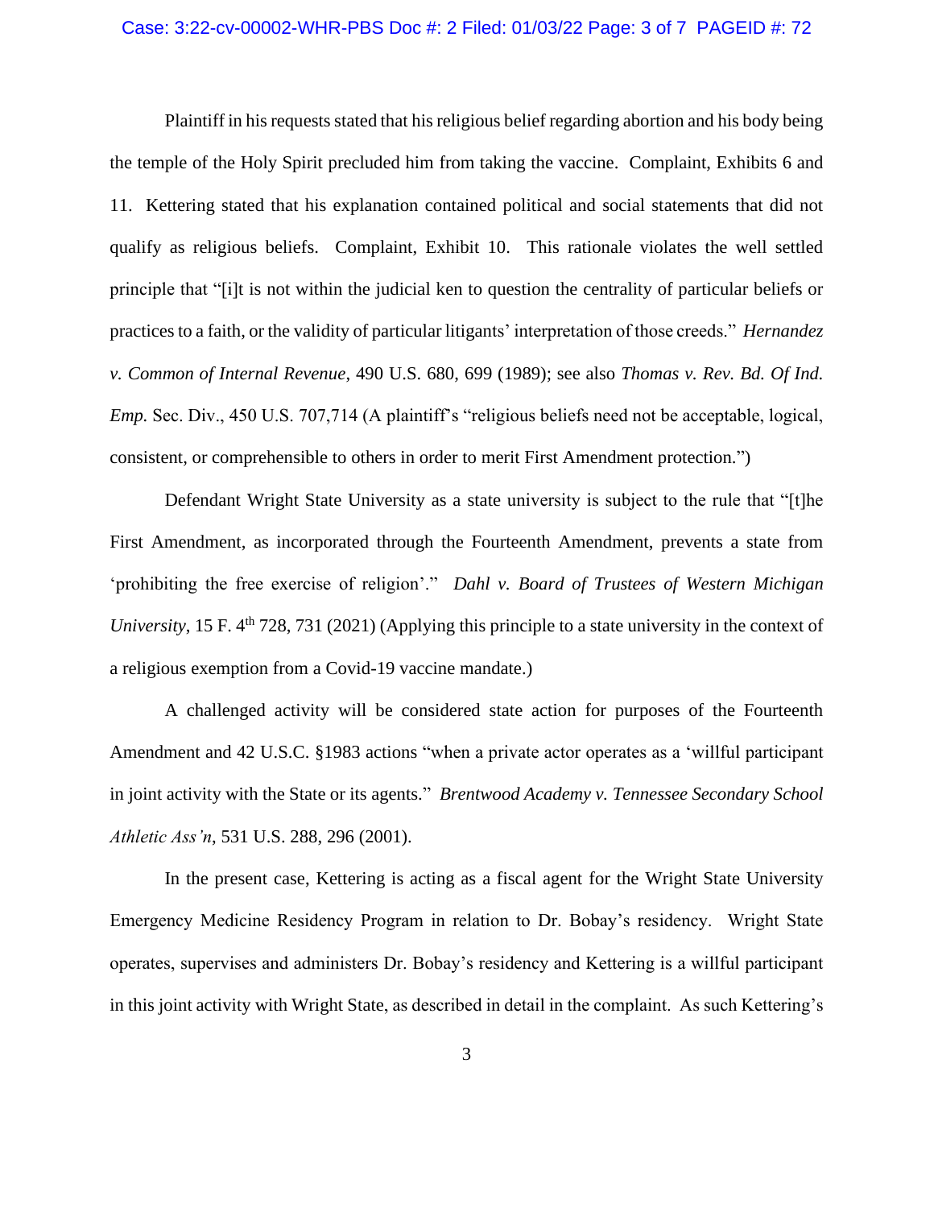Plaintiff in his requests stated that his religious belief regarding abortion and his body being the temple of the Holy Spirit precluded him from taking the vaccine. Complaint, Exhibits 6 and 11. Kettering stated that his explanation contained political and social statements that did not qualify as religious beliefs. Complaint, Exhibit 10. This rationale violates the well settled principle that "[i]t is not within the judicial ken to question the centrality of particular beliefs or practices to a faith, or the validity of particular litigants' interpretation of those creeds." *Hernandez v. Common of Internal Revenue*, 490 U.S. 680, 699 (1989); see also *Thomas v. Rev. Bd. Of Ind. Emp.* Sec. Div., 450 U.S. 707,714 (A plaintiff's "religious beliefs need not be acceptable, logical, consistent, or comprehensible to others in order to merit First Amendment protection.")

Defendant Wright State University as a state university is subject to the rule that "[t]he First Amendment, as incorporated through the Fourteenth Amendment, prevents a state from 'prohibiting the free exercise of religion'." *Dahl v. Board of Trustees of Western Michigan University*, 15 F. 4th 728, 731 (2021) (Applying this principle to a state university in the context of a religious exemption from a Covid-19 vaccine mandate.)

A challenged activity will be considered state action for purposes of the Fourteenth Amendment and 42 U.S.C. §1983 actions "when a private actor operates as a 'willful participant in joint activity with the State or its agents." *Brentwood Academy v. Tennessee Secondary School Athletic Ass'n*, 531 U.S. 288, 296 (2001).

In the present case, Kettering is acting as a fiscal agent for the Wright State University Emergency Medicine Residency Program in relation to Dr. Bobay's residency. Wright State operates, supervises and administers Dr. Bobay's residency and Kettering is a willful participant in this joint activity with Wright State, as described in detail in the complaint. As such Kettering's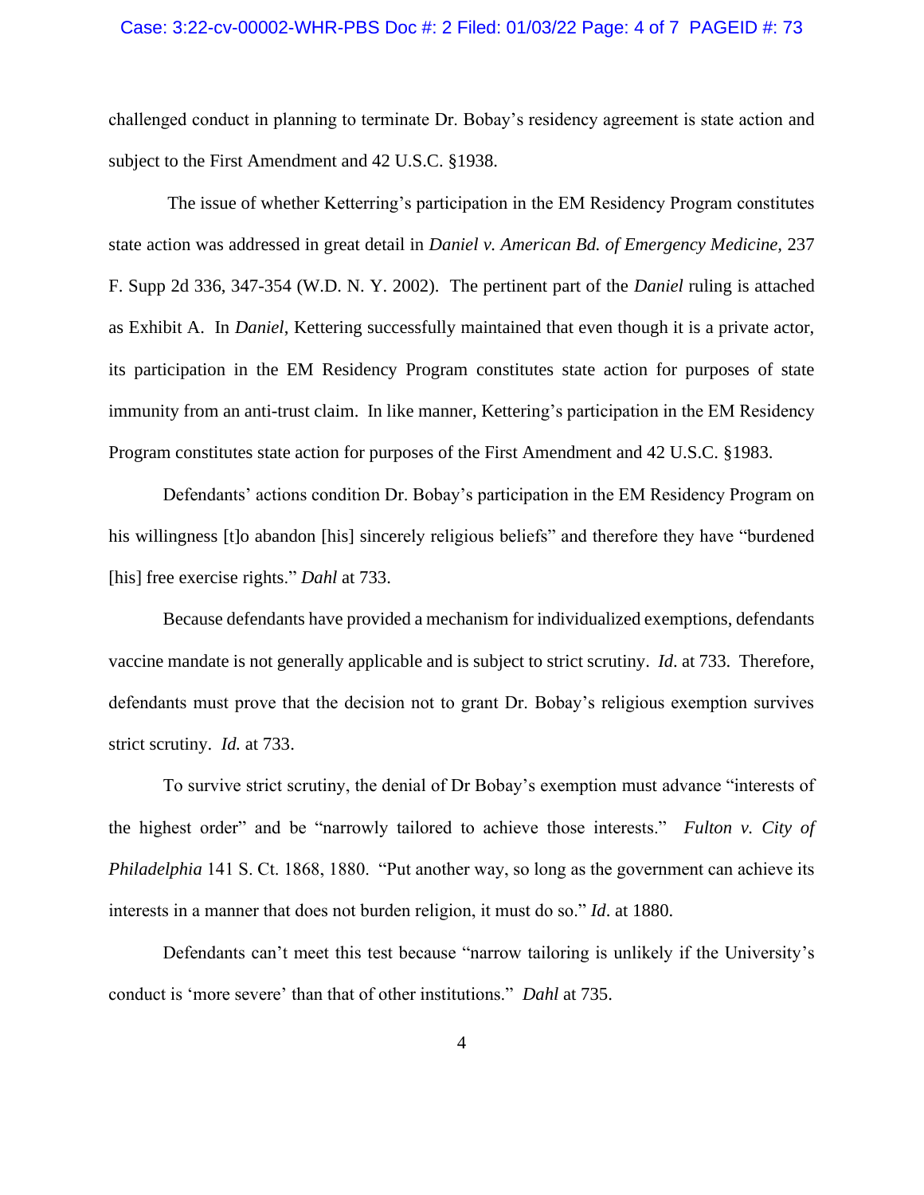challenged conduct in planning to terminate Dr. Bobay's residency agreement is state action and subject to the First Amendment and 42 U.S.C. §1938.

The issue of whether Ketterring's participation in the EM Residency Program constitutes state action was addressed in great detail in *Daniel v. American Bd. of Emergency Medicine,* 237 F. Supp 2d 336, 347-354 (W.D. N. Y. 2002). The pertinent part of the *Daniel* ruling is attached as Exhibit A. In *Daniel*, Kettering successfully maintained that even though it is a private actor, its participation in the EM Residency Program constitutes state action for purposes of state immunity from an anti-trust claim. In like manner, Kettering's participation in the EM Residency Program constitutes state action for purposes of the First Amendment and 42 U.S.C. §1983.

Defendants' actions condition Dr. Bobay's participation in the EM Residency Program on his willingness [t]o abandon [his] sincerely religious beliefs" and therefore they have "burdened [his] free exercise rights." *Dahl* at 733.

Because defendants have provided a mechanism for individualized exemptions, defendants vaccine mandate is not generally applicable and is subject to strict scrutiny. *Id*. at 733. Therefore, defendants must prove that the decision not to grant Dr. Bobay's religious exemption survives strict scrutiny. *Id.* at 733.

To survive strict scrutiny, the denial of Dr Bobay's exemption must advance "interests of the highest order" and be "narrowly tailored to achieve those interests." *Fulton v. City of Philadelphia* 141 S. Ct. 1868, 1880. "Put another way, so long as the government can achieve its interests in a manner that does not burden religion, it must do so." *Id*. at 1880.

Defendants can't meet this test because "narrow tailoring is unlikely if the University's conduct is 'more severe' than that of other institutions." *Dahl* at 735.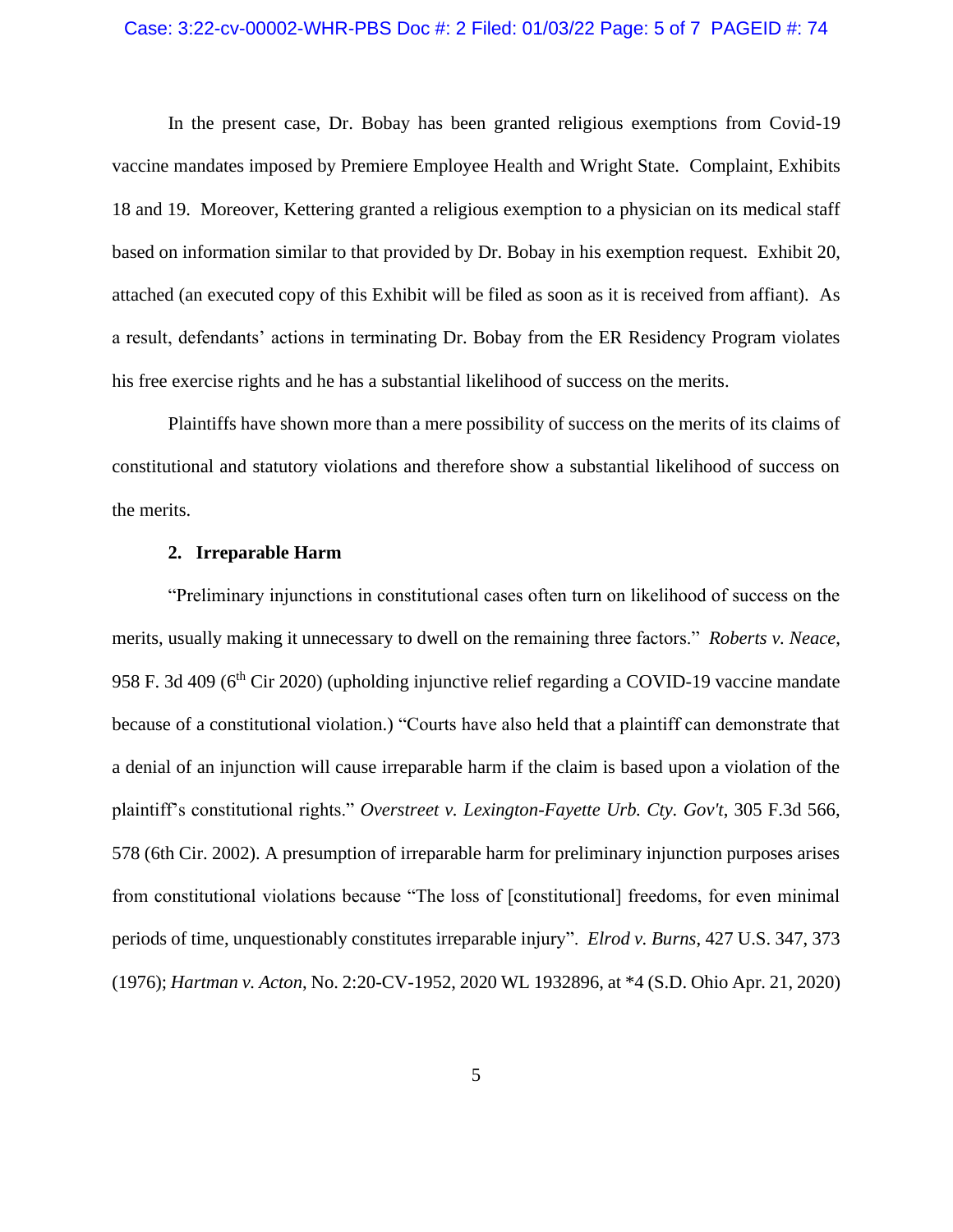In the present case, Dr. Bobay has been granted religious exemptions from Covid-19 vaccine mandates imposed by Premiere Employee Health and Wright State. Complaint, Exhibits 18 and 19. Moreover, Kettering granted a religious exemption to a physician on its medical staff based on information similar to that provided by Dr. Bobay in his exemption request. Exhibit 20, attached (an executed copy of this Exhibit will be filed as soon as it is received from affiant). As a result, defendants' actions in terminating Dr. Bobay from the ER Residency Program violates his free exercise rights and he has a substantial likelihood of success on the merits.

Plaintiffs have shown more than a mere possibility of success on the merits of its claims of constitutional and statutory violations and therefore show a substantial likelihood of success on the merits.

**2. Irreparable Harm**

"Preliminary injunctions in constitutional cases often turn on likelihood of success on the merits, usually making it unnecessary to dwell on the remaining three factors." *Roberts v. Neace*, 958 F. 3d 409 (6th Cir 2020) (upholding injunctive relief regarding a COVID-19 vaccine mandate because of a constitutional violation.) "Courts have also held that a plaintiff can demonstrate that a denial of an injunction will cause irreparable harm if the claim is based upon a violation of the plaintiff's constitutional rights." *Overstreet v. Lexington-Fayette Urb. Cty. Gov't*, 305 F.3d 566, 578 (6th Cir. 2002). A presumption of irreparable harm for preliminary injunction purposes arises from constitutional violations because "The loss of [constitutional] freedoms, for even minimal periods of time, unquestionably constitutes irreparable injury". *Elrod v. Burns*, 427 U.S. 347, 373 (1976); *Hartman v. Acton*, No. 2:20-CV-1952, 2020 WL 1932896, at *4 (S.D. Ohio Apr. 21, 2020)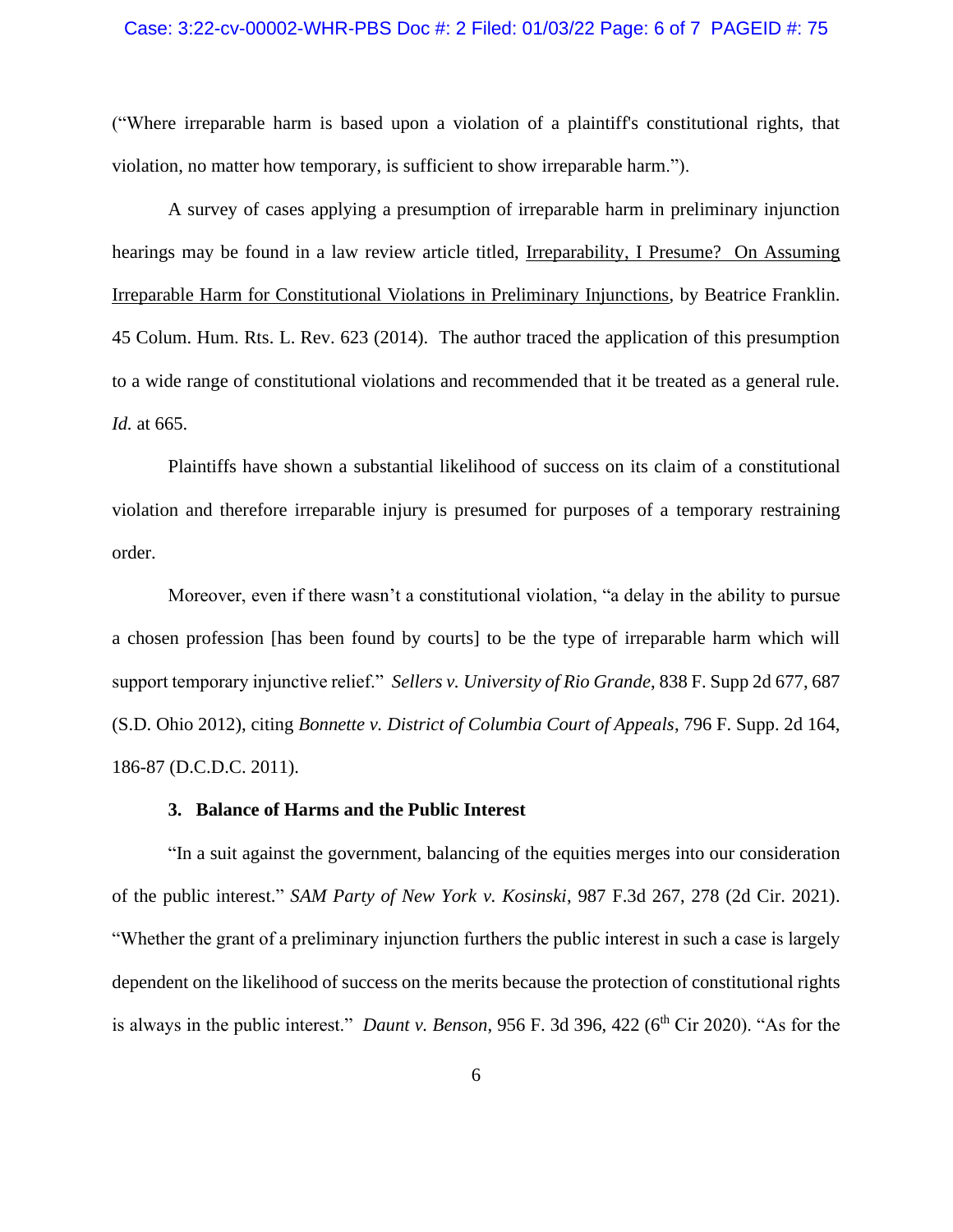("Where irreparable harm is based upon a violation of a plaintiff's constitutional rights, that violation, no matter how temporary, is sufficient to show irreparable harm.").

A survey of cases applying a presumption of irreparable harm in preliminary injunction hearings may be found in a law review article titled, Irreparability, I Presume? On Assuming Irreparable Harm for Constitutional Violations in Preliminary Injunctions, by Beatrice Franklin. 45 Colum. Hum. Rts. L. Rev. 623 (2014). The author traced the application of this presumption to a wide range of constitutional violations and recommended that it be treated as a general rule. *Id.* at 665.

Plaintiffs have shown a substantial likelihood of success on its claim of a constitutional violation and therefore irreparable injury is presumed for purposes of a temporary restraining order.

Moreover, even if there wasn't a constitutional violation, "a delay in the ability to pursue a chosen profession [has been found by courts] to be the type of irreparable harm which will support temporary injunctive relief." *Sellers v. University of Rio Grande*, 838 F. Supp 2d 677, 687 (S.D. Ohio 2012), citing *Bonnette v. District of Columbia Court of Appeals*, 796 F. Supp. 2d 164, 186-87 (D.C.D.C. 2011).

**3. Balance of Harms and the Public Interest**

"In a suit against the government, balancing of the equities merges into our consideration of the public interest." *SAM Party of New York v. Kosinski*, 987 F.3d 267, 278 (2d Cir. 2021). "Whether the grant of a preliminary injunction furthers the public interest in such a case is largely dependent on the likelihood of success on the merits because the protection of constitutional rights is always in the public interest." *Daunt v. Benson*, 956 F. 3d 396, 422 (6th Cir 2020). "As for the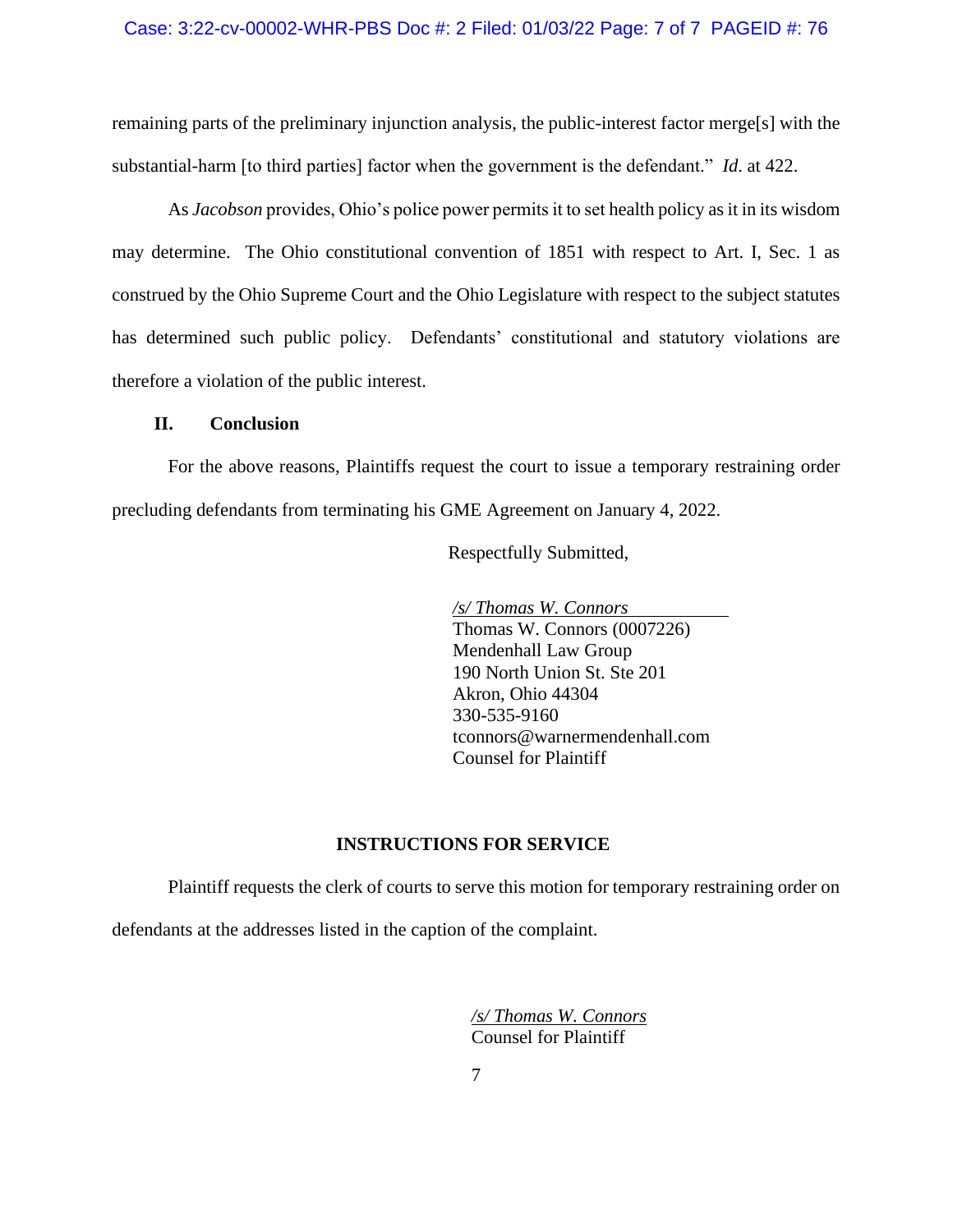remaining parts of the preliminary injunction analysis, the public-interest factor merge[s] with the substantial-harm [to third parties] factor when the government is the defendant." *Id.* at 422.

As *Jacobson* provides, Ohio's police power permits it to set health policy as it in its wisdom may determine. The Ohio constitutional convention of 1851 with respect to Art. I, Sec. 1 as construed by the Ohio Supreme Court and the Ohio Legislature with respect to the subject statutes has determined such public policy. Defendants' constitutional and statutory violations are therefore a violation of the public interest.

## II. Conclusion

For the above reasons, Plaintiffs request the court to issue a temporary restraining order precluding defendants from terminating his GME Agreement on January 4, 2022.

Respectfully Submitted,

*/s/ Thomas W. Connors*
Thomas W. Connors (0007226)
Mendenhall Law Group
190 North Union St. Ste 201
Akron, Ohio 44304
330-535-9160
tconnors@warnermendenhall.com
Counsel for Plaintiff

## INSTRUCTIONS FOR SERVICE

Plaintiff requests the clerk of courts to serve this motion for temporary restraining order on defendants at the addresses listed in the caption of the complaint.

*/s/ Thomas W. Connors*
Counsel for Plaintiff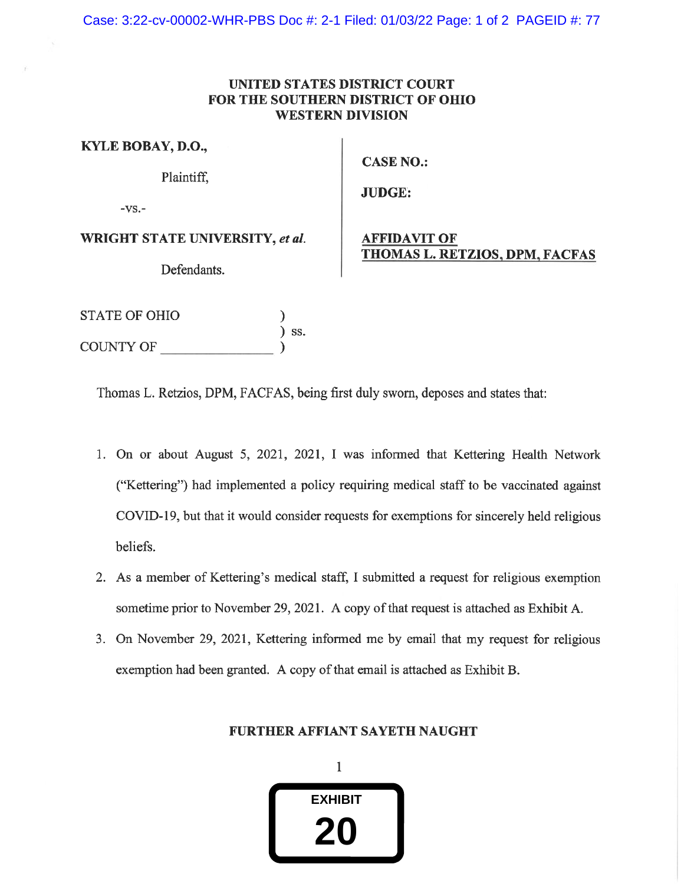**UNITED STATES DISTRICT COURT**
**FOR THE SOUTHERN DISTRICT OF OHIO**
**WESTERN DIVISION**

| | |
|---|---|
| **KYLE BOBAY, D.O.,** Plaintiff, -vs.- **WRIGHT STATE UNIVERSITY,** ***et al.*** Defendants. | **CASE NO.:** **JUDGE:** **AFFIDAVIT OF THOMAS L. RETZIOS, DPM, FACFAS** |

STATE OF OHIO )
) ss.
COUNTY OF ________________ )

Thomas L. Retzios, DPM, FACFAS, being first duly sworn, deposes and states that:

1. On or about August 5, 2021, 2021, I was informed that Kettering Health Network ("Kettering") had implemented a policy requiring medical staff to be vaccinated against COVID-19, but that it would consider requests for exemptions for sincerely held religious beliefs.
2. As a member of Kettering's medical staff, I submitted a request for religious exemption sometime prior to November 29, 2021. A copy of that request is attached as Exhibit A.
3. On November 29, 2021, Kettering informed me by email that my request for religious exemption had been granted. A copy of that email is attached as Exhibit B.

**FURTHER AFFIANT SAYETH NAUGHT**

EXHIBIT
20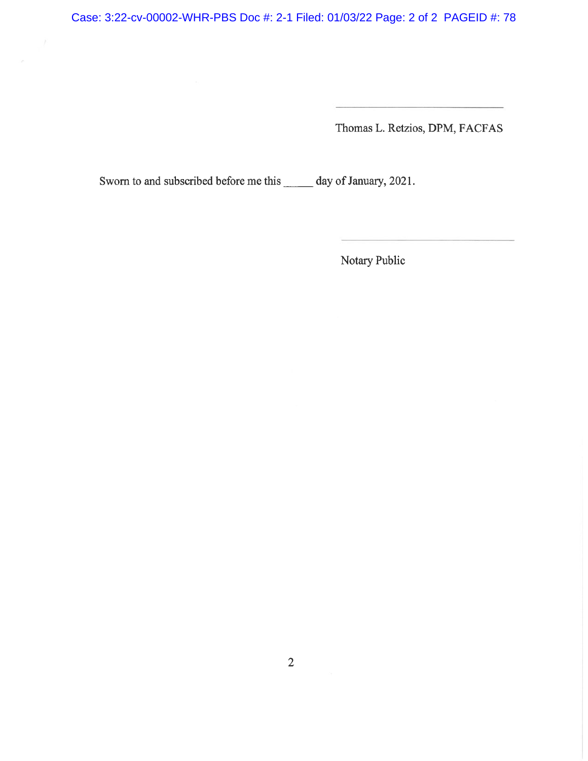\_\_\_\_\_\_\_\_\_\_\_\_\_\_\_\_\_\_\_\_\_\_\_\_\_\_\_\_\_\_

Thomas L. Retzios, DPM, FACFAS

Sworn to and subscribed before me this _____ day of January, 2021.

\_\_\_\_\_\_\_\_\_\_\_\_\_\_\_\_\_\_\_\_\_\_\_\_\_\_\_\_\_\_

Notary Public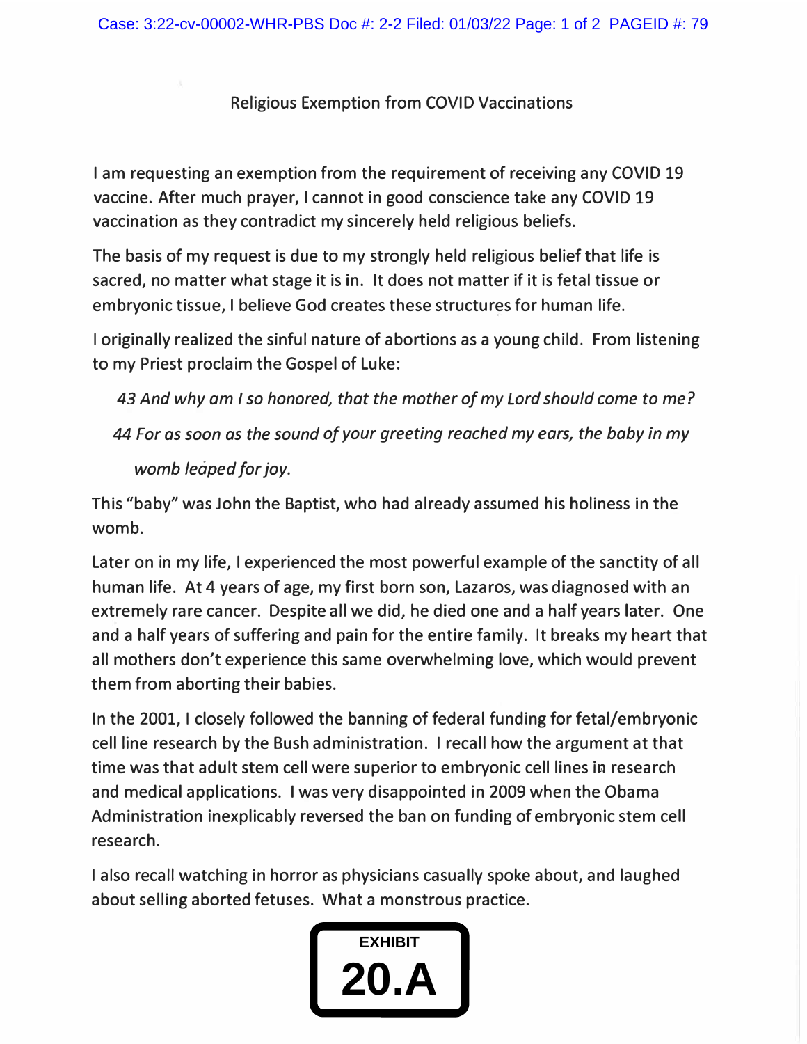# Religious Exemption from COVID Vaccinations

I am requesting an exemption from the requirement of receiving any COVID 19 vaccine. After much prayer, I cannot in good conscience take any COVID 19 vaccination as they contradict my sincerely held religious beliefs.

The basis of my request is due to my strongly held religious belief that life is sacred, no matter what stage it is in. It does not matter if it is fetal tissue or embryonic tissue, I believe God creates these structures for human life.

I originally realized the sinful nature of abortions as a young child. From listening to my Priest proclaim the Gospel of Luke:

> *43 And why am I so honored, that the mother of my Lord should come to me?*
>
> *44 For as soon as the sound of your greeting reached my ears, the baby in my womb leaped for joy.*

This "baby" was John the Baptist, who had already assumed his holiness in the womb.

Later on in my life, I experienced the most powerful example of the sanctity of all human life. At 4 years of age, my first born son, Lazaros, was diagnosed with an extremely rare cancer. Despite all we did, he died one and a half years later. One and a half years of suffering and pain for the entire family. It breaks my heart that all mothers don't experience this same overwhelming love, which would prevent them from aborting their babies.

In the 2001, I closely followed the banning of federal funding for fetal/embryonic cell line research by the Bush administration. I recall how the argument at that time was that adult stem cell were superior to embryonic cell lines in research and medical applications. I was very disappointed in 2009 when the Obama Administration inexplicably reversed the ban on funding of embryonic stem cell research.

I also recall watching in horror as physicians casually spoke about, and laughed about selling aborted fetuses. What a monstrous practice.

EXHIBIT 20.A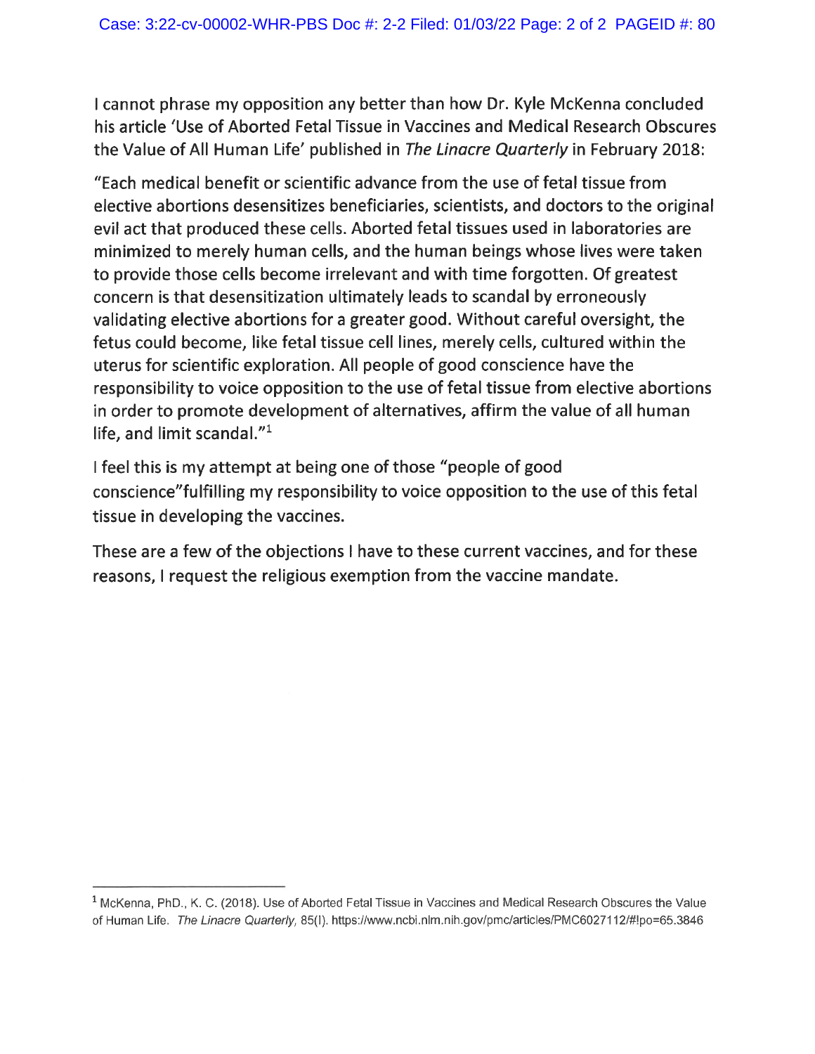I cannot phrase my opposition any better than how Dr. Kyle McKenna concluded his article 'Use of Aborted Fetal Tissue in Vaccines and Medical Research Obscures the Value of All Human Life' published in *The Linacre Quarterly* in February 2018:

"Each medical benefit or scientific advance from the use of fetal tissue from elective abortions desensitizes beneficiaries, scientists, and doctors to the original evil act that produced these cells. Aborted fetal tissues used in laboratories are minimized to merely human cells, and the human beings whose lives were taken to provide those cells become irrelevant and with time forgotten. Of greatest concern is that desensitization ultimately leads to scandal by erroneously validating elective abortions for a greater good. Without careful oversight, the fetus could become, like fetal tissue cell lines, merely cells, cultured within the uterus for scientific exploration. All people of good conscience have the responsibility to voice opposition to the use of fetal tissue from elective abortions in order to promote development of alternatives, affirm the value of all human life, and limit scandal."[1]

I feel this is my attempt at being one of those "people of good conscience"fulfilling my responsibility to voice opposition to the use of this fetal tissue in developing the vaccines.

These are a few of the objections I have to these current vaccines, and for these reasons, I request the religious exemption from the vaccine mandate.

---

[1] McKenna, PhD., K. C. (2018). Use of Aborted Fetal Tissue in Vaccines and Medical Research Obscures the Value of Human Life. *The Linacre Quarterly*, 85(I). https://www.ncbi.nlm.nih.gov/pmc/articles/PMC6027112/#!po=65.3846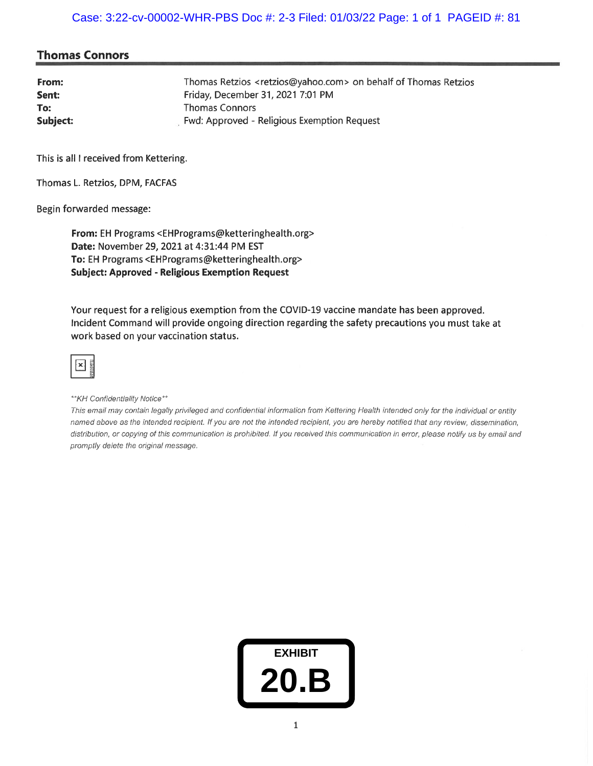## Thomas Connors

**From:** Thomas Retzios <retzios@yahoo.com> on behalf of Thomas Retzios
**Sent:** Friday, December 31, 2021 7:01 PM
**To:** Thomas Connors
**Subject:** Fwd: Approved - Religious Exemption Request

This is all I received from Kettering.

Thomas L. Retzios, DPM, FACFAS

Begin forwarded message:

> **From:** EH Programs <EHPrograms@ketteringhealth.org>
> **Date:** November 29, 2021 at 4:31:44 PM EST
> **To:** EH Programs <EHPrograms@ketteringhealth.org>
> **Subject: Approved - Religious Exemption Request**
>
> Your request for a religious exemption from the COVID-19 vaccine mandate has been approved. Incident Command will provide ongoing direction regarding the safety precautions you must take at work based on your vaccination status.
>
> *\*\*KH Confidentiality Notice\*\**
>
> *This email may contain legally privileged and confidential information from Kettering Health intended only for the individual or entity named above as the intended recipient. If you are not the intended recipient, you are hereby notified that any review, dissemination, distribution, or copying of this communication is prohibited. If you received this communication in error, please notify us by email and promptly delete the original message.*

EXHIBIT
20.B